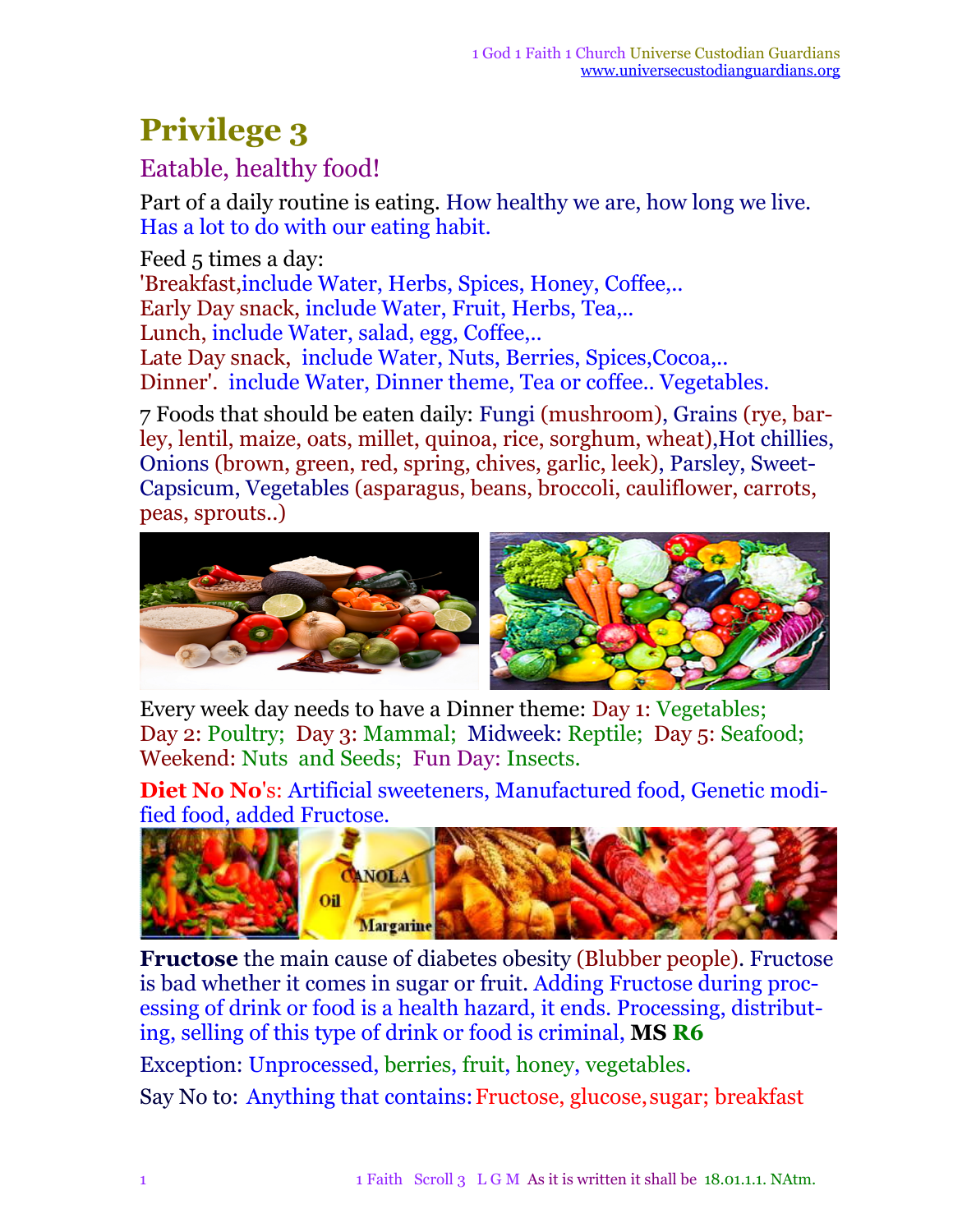# Privilege 3

## Eatable, healthy food!

Part of a daily routine is eating. How healthy we are, how long we live. Has a lot to do with our eating habit.

Feed 5 times a day:
'Breakfast,include Water, Herbs, Spices, Honey, Coffee,..
Early Day snack, include Water, Fruit, Herbs, Tea,..
Lunch, include Water, salad, egg, Coffee,..
Late Day snack, include Water, Nuts, Berries, Spices,Cocoa,..
Dinner'. include Water, Dinner theme, Tea or coffee.. Vegetables.

7 Foods that should be eaten daily: Fungi (mushroom), Grains (rye, barley, lentil, maize, oats, millet, quinoa, rice, sorghum, wheat),Hot chillies, Onions (brown, green, red, spring, chives, garlic, leek), Parsley, Sweet-Capsicum, Vegetables (asparagus, beans, broccoli, cauliflower, carrots, peas, sprouts..)

Every week day needs to have a Dinner theme: Day 1: Vegetables; Day 2: Poultry; Day 3: Mammal; Midweek: Reptile; Day 5: Seafood; Weekend: Nuts and Seeds; Fun Day: Insects.

**Diet No No**'s: Artificial sweeteners, Manufactured food, Genetic modified food, added Fructose.

**Fructose** the main cause of diabetes obesity (Blubber people). Fructose is bad whether it comes in sugar or fruit. Adding Fructose during processing of drink or food is a health hazard, it ends. Processing, distributing, selling of this type of drink or food is criminal, **MS R6**

Exception: Unprocessed, berries, fruit, honey, vegetables.

Say No to: Anything that contains: Fructose, glucose, sugar; breakfast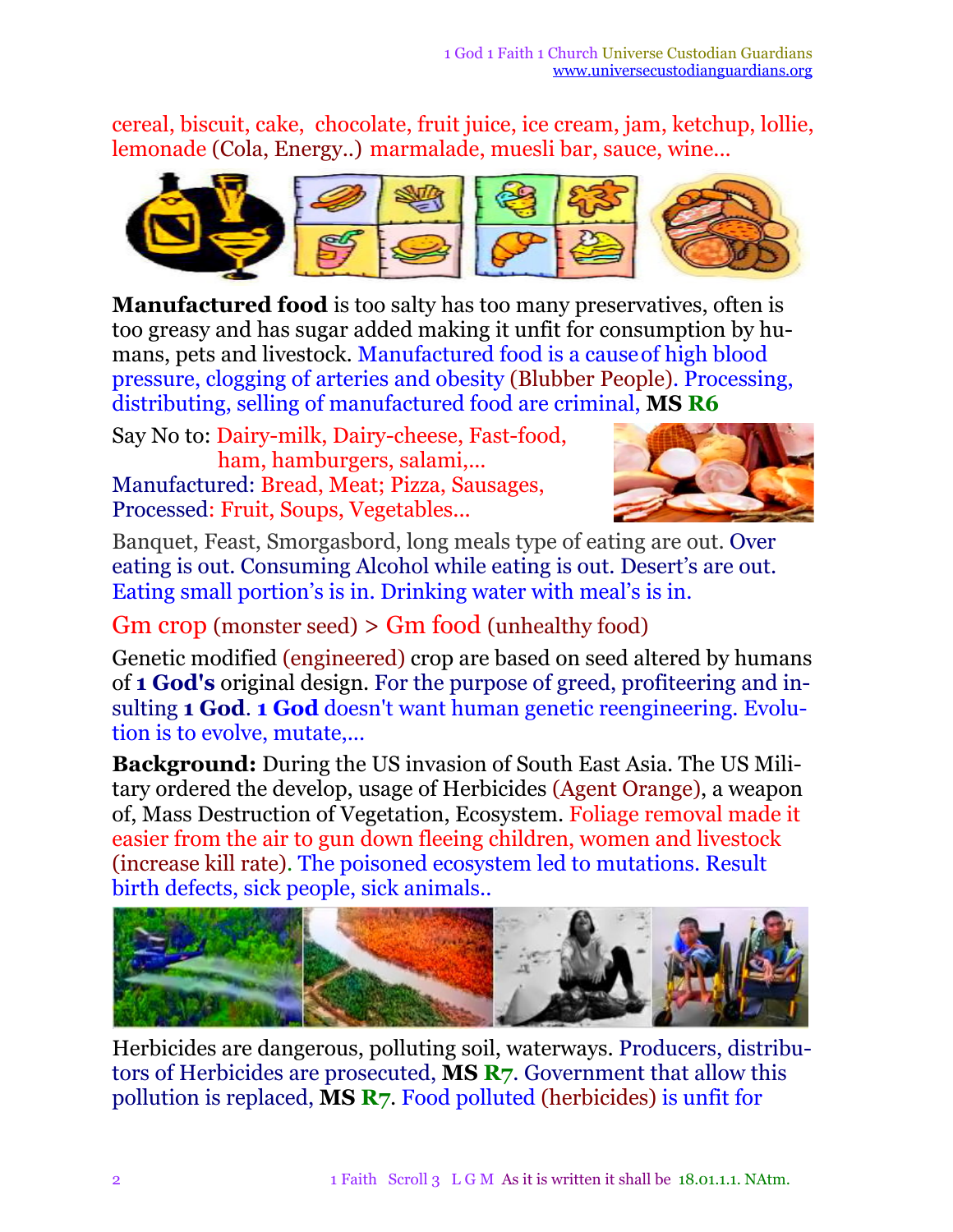cereal, biscuit, cake, chocolate, fruit juice, ice cream, jam, ketchup, lollie, lemonade (Cola, Energy..) marmalade, muesli bar, sauce, wine...

**Manufactured food** is too salty has too many preservatives, often is too greasy and has sugar added making it unfit for consumption by humans, pets and livestock. Manufactured food is a cause of high blood pressure, clogging of arteries and obesity (Blubber People). Processing, distributing, selling of manufactured food are criminal, **MS R6**

Say No to: Dairy-milk, Dairy-cheese, Fast-food, ham, hamburgers, salami,...
Manufactured: Bread, Meat; Pizza, Sausages,
Processed: Fruit, Soups, Vegetables...

Banquet, Feast, Smorgasbord, long meals type of eating are out. Over eating is out. Consuming Alcohol while eating is out. Desert's are out. Eating small portion's is in. Drinking water with meal's is in.

## Gm crop (monster seed) > Gm food (unhealthy food)

Genetic modified (engineered) crop are based on seed altered by humans of **1 God's** original design. For the purpose of greed, profiteering and insulting **1 God**. **1 God** doesn't want human genetic reengineering. Evolution is to evolve, mutate,...

**Background:** During the US invasion of South East Asia. The US Military ordered the develop, usage of Herbicides (Agent Orange), a weapon of, Mass Destruction of Vegetation, Ecosystem. Foliage removal made it easier from the air to gun down fleeing children, women and livestock (increase kill rate). The poisoned ecosystem led to mutations. Result birth defects, sick people, sick animals..

Herbicides are dangerous, polluting soil, waterways. Producers, distributors of Herbicides are prosecuted, **MS R7**. Government that allow this pollution is replaced, **MS R7**. Food polluted (herbicides) is unfit for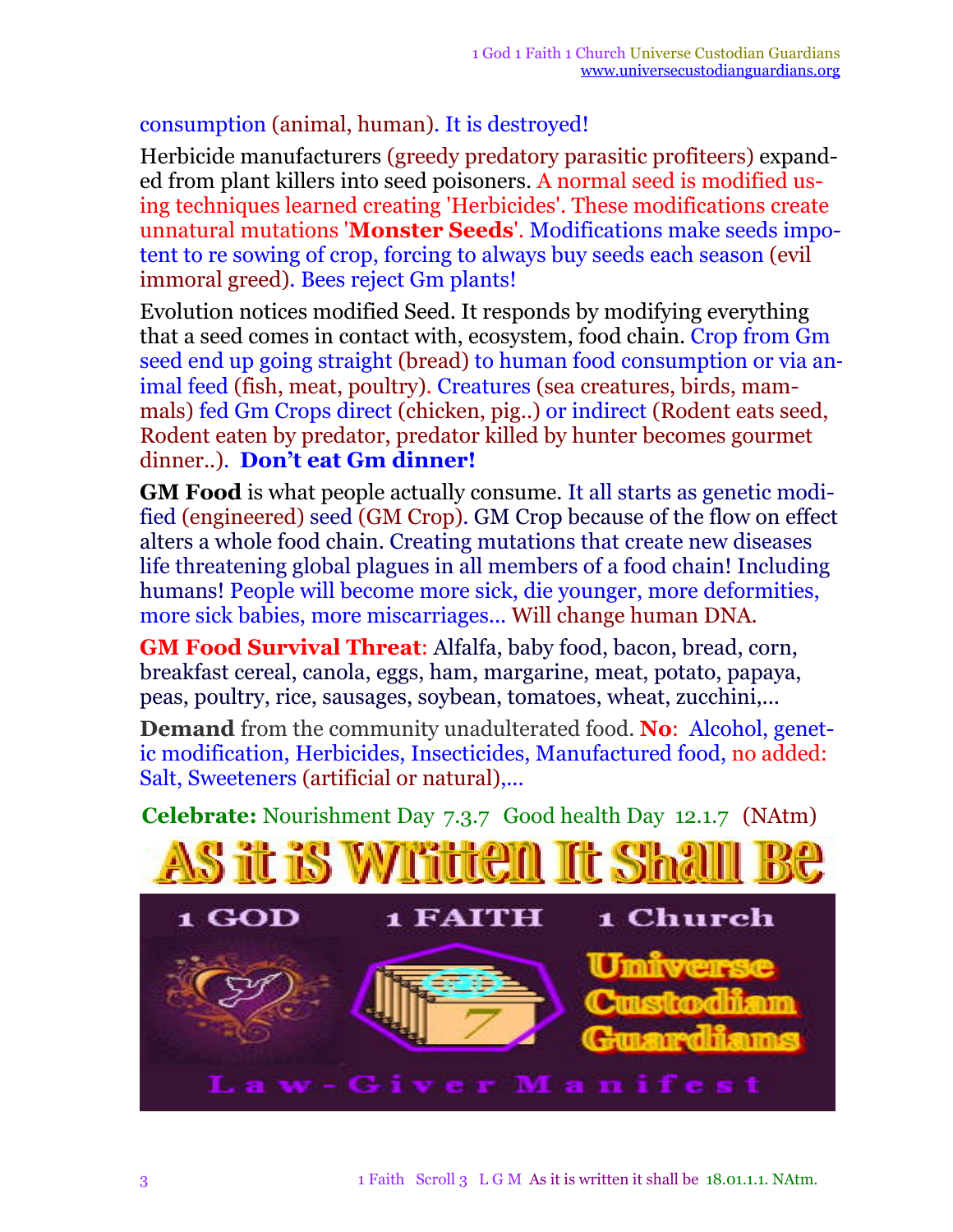consumption (animal, human). It is destroyed!

Herbicide manufacturers (greedy predatory parasitic profiteers) expanded from plant killers into seed poisoners. A normal seed is modified using techniques learned creating 'Herbicides'. These modifications create unnatural mutations '**Monster Seeds**'. Modifications make seeds impotent to re sowing of crop, forcing to always buy seeds each season (evil immoral greed). Bees reject Gm plants!

Evolution notices modified Seed. It responds by modifying everything that a seed comes in contact with, ecosystem, food chain. Crop from Gm seed end up going straight (bread) to human food consumption or via animal feed (fish, meat, poultry). Creatures (sea creatures, birds, mammals) fed Gm Crops direct (chicken, pig..) or indirect (Rodent eats seed, Rodent eaten by predator, predator killed by hunter becomes gourmet dinner..). **Don't eat Gm dinner!**

**GM Food** is what people actually consume. It all starts as genetic modified (engineered) seed (GM Crop). GM Crop because of the flow on effect alters a whole food chain. Creating mutations that create new diseases life threatening global plagues in all members of a food chain! Including humans! People will become more sick, die younger, more deformities, more sick babies, more miscarriages... Will change human DNA.

**GM Food Survival Threat**: Alfalfa, baby food, bacon, bread, corn, breakfast cereal, canola, eggs, ham, margarine, meat, potato, papaya, peas, poultry, rice, sausages, soybean, tomatoes, wheat, zucchini,...

**Demand** from the community unadulterated food. **No**: Alcohol, genetic modification, Herbicides, Insecticides, Manufactured food, no added: Salt, Sweeteners (artificial or natural),...

**Celebrate:** Nourishment Day 7.3.7 Good health Day 12.1.7 (NAtm)

AS it iS Written It Shall Be

1 GOD 1 FAITH 1 Church

Universe Custodian Guardians

Law-Giver Manifest